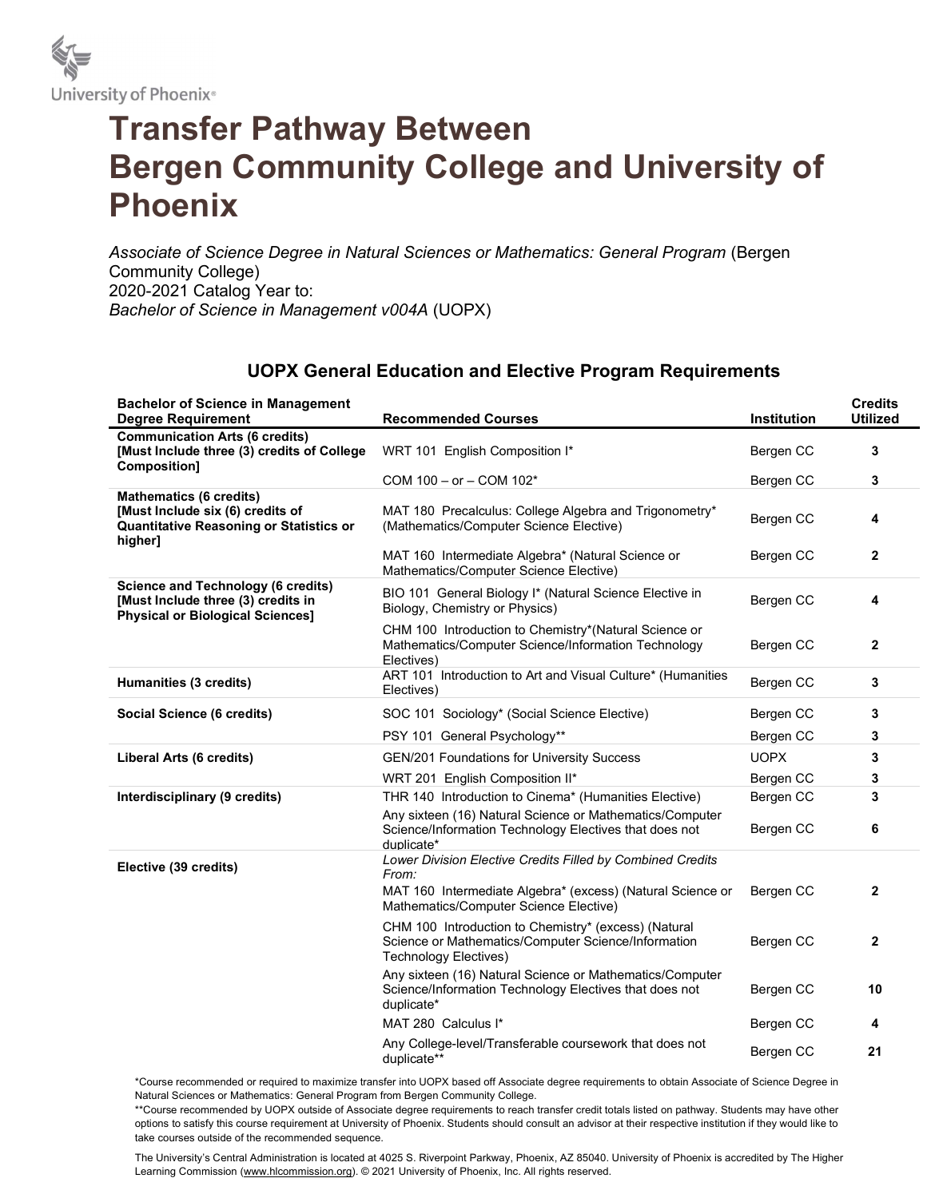University of Phoenix®

# Transfer Pathway Between Bergen Community College and University of Phoenix

*Associate of Science Degree in Natural Sciences or Mathematics: General Program* (Bergen Community College)
2020-2021 Catalog Year to:
*Bachelor of Science in Management v004A* (UOPX)

## UOPX General Education and Elective Program Requirements

| Bachelor of Science in Management Degree Requirement | Recommended Courses | Institution | Credits Utilized |
|---|---|---|---|
| **Communication Arts (6 credits) [Must Include three (3) credits of College Composition]** | WRT 101 English Composition I* | Bergen CC | **3** |
| | COM 100 – or – COM 102* | Bergen CC | **3** |
| **Mathematics (6 credits) [Must Include six (6) credits of Quantitative Reasoning or Statistics or higher]** | MAT 180 Precalculus: College Algebra and Trigonometry* (Mathematics/Computer Science Elective) | Bergen CC | **4** |
| | MAT 160 Intermediate Algebra* (Natural Science or Mathematics/Computer Science Elective) | Bergen CC | **2** |
| **Science and Technology (6 credits) [Must Include three (3) credits in Physical or Biological Sciences]** | BIO 101 General Biology I* (Natural Science Elective in Biology, Chemistry or Physics) | Bergen CC | **4** |
| | CHM 100 Introduction to Chemistry*(Natural Science or Mathematics/Computer Science/Information Technology Electives) | Bergen CC | **2** |
| **Humanities (3 credits)** | ART 101 Introduction to Art and Visual Culture* (Humanities Electives) | Bergen CC | **3** |
| **Social Science (6 credits)** | SOC 101 Sociology* (Social Science Elective) | Bergen CC | **3** |
| | PSY 101 General Psychology** | Bergen CC | **3** |
| **Liberal Arts (6 credits)** | GEN/201 Foundations for University Success | UOPX | **3** |
| | WRT 201 English Composition II* | Bergen CC | **3** |
| **Interdisciplinary (9 credits)** | THR 140 Introduction to Cinema* (Humanities Elective) | Bergen CC | **3** |
| | Any sixteen (16) Natural Science or Mathematics/Computer Science/Information Technology Electives that does not duplicate* | Bergen CC | **6** |
| **Elective (39 credits)** | *Lower Division Elective Credits Filled by Combined Credits From:* | | |
| | MAT 160 Intermediate Algebra* (excess) (Natural Science or Mathematics/Computer Science Elective) | Bergen CC | **2** |
| | CHM 100 Introduction to Chemistry* (excess) (Natural Science or Mathematics/Computer Science/Information Technology Electives) | Bergen CC | **2** |
| | Any sixteen (16) Natural Science or Mathematics/Computer Science/Information Technology Electives that does not duplicate* | Bergen CC | **10** |
| | MAT 280 Calculus I* | Bergen CC | **4** |
| | Any College-level/Transferable coursework that does not duplicate** | Bergen CC | **21** |

*Course recommended or required to maximize transfer into UOPX based off Associate degree requirements to obtain Associate of Science Degree in Natural Sciences or Mathematics: General Program from Bergen Community College.

**Course recommended by UOPX outside of Associate degree requirements to reach transfer credit totals listed on pathway. Students may have other options to satisfy this course requirement at University of Phoenix. Students should consult an advisor at their respective institution if they would like to take courses outside of the recommended sequence.

The University's Central Administration is located at 4025 S. Riverpoint Parkway, Phoenix, AZ 85040. University of Phoenix is accredited by The Higher Learning Commission (www.hlcommission.org). © 2021 University of Phoenix, Inc. All rights reserved.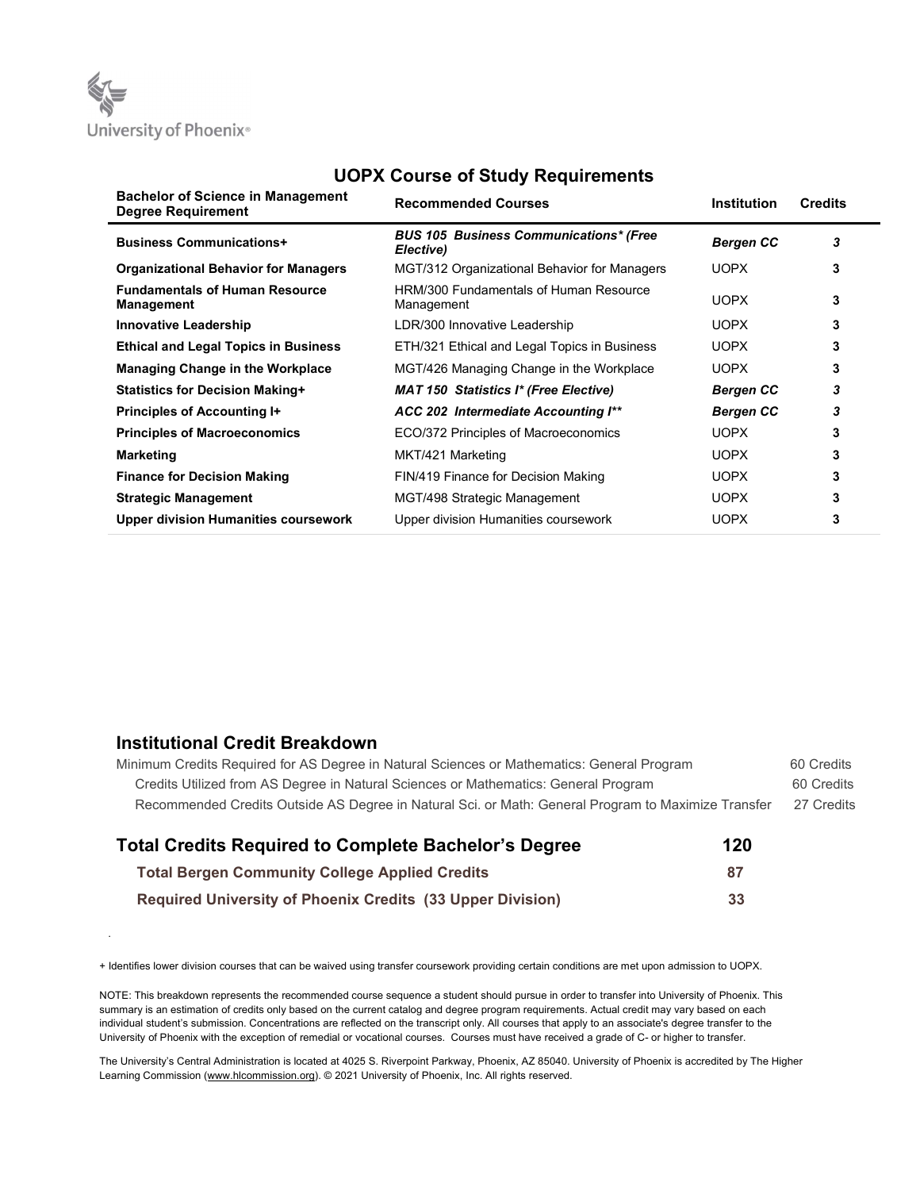University of Phoenix®

## UOPX Course of Study Requirements

| Bachelor of Science in Management Degree Requirement | Recommended Courses | Institution | Credits |
|---|---|---|---|
| **Business Communications+** | ***BUS 105 Business Communications\* (Free Elective)*** | ***Bergen CC*** | ***3*** |
| **Organizational Behavior for Managers** | MGT/312 Organizational Behavior for Managers | UOPX | **3** |
| **Fundamentals of Human Resource Management** | HRM/300 Fundamentals of Human Resource Management | UOPX | **3** |
| **Innovative Leadership** | LDR/300 Innovative Leadership | UOPX | **3** |
| **Ethical and Legal Topics in Business** | ETH/321 Ethical and Legal Topics in Business | UOPX | **3** |
| **Managing Change in the Workplace** | MGT/426 Managing Change in the Workplace | UOPX | **3** |
| **Statistics for Decision Making+** | ***MAT 150 Statistics I\* (Free Elective)*** | ***Bergen CC*** | ***3*** |
| **Principles of Accounting I+** | ***ACC 202 Intermediate Accounting I\*\**** | ***Bergen CC*** | ***3*** |
| **Principles of Macroeconomics** | ECO/372 Principles of Macroeconomics | UOPX | **3** |
| **Marketing** | MKT/421 Marketing | UOPX | **3** |
| **Finance for Decision Making** | FIN/419 Finance for Decision Making | UOPX | **3** |
| **Strategic Management** | MGT/498 Strategic Management | UOPX | **3** |
| **Upper division Humanities coursework** | Upper division Humanities coursework | UOPX | **3** |

### Institutional Credit Breakdown

| | |
|---|---|
| Minimum Credits Required for AS Degree in Natural Sciences or Mathematics: General Program | 60 Credits |
| Credits Utilized from AS Degree in Natural Sciences or Mathematics: General Program | 60 Credits |
| Recommended Credits Outside AS Degree in Natural Sci. or Math: General Program to Maximize Transfer | 27 Credits |

| | |
|---|---|
| **Total Credits Required to Complete Bachelor's Degree** | **120** |
| **Total Bergen Community College Applied Credits** | **87** |
| **Required University of Phoenix Credits (33 Upper Division)** | **33** |

+ Identifies lower division courses that can be waived using transfer coursework providing certain conditions are met upon admission to UOPX.

NOTE: This breakdown represents the recommended course sequence a student should pursue in order to transfer into University of Phoenix. This summary is an estimation of credits only based on the current catalog and degree program requirements. Actual credit may vary based on each individual student's submission. Concentrations are reflected on the transcript only. All courses that apply to an associate's degree transfer to the University of Phoenix with the exception of remedial or vocational courses. Courses must have received a grade of C- or higher to transfer.

The University's Central Administration is located at 4025 S. Riverpoint Parkway, Phoenix, AZ 85040. University of Phoenix is accredited by The Higher Learning Commission (www.hlcommission.org). © 2021 University of Phoenix, Inc. All rights reserved.